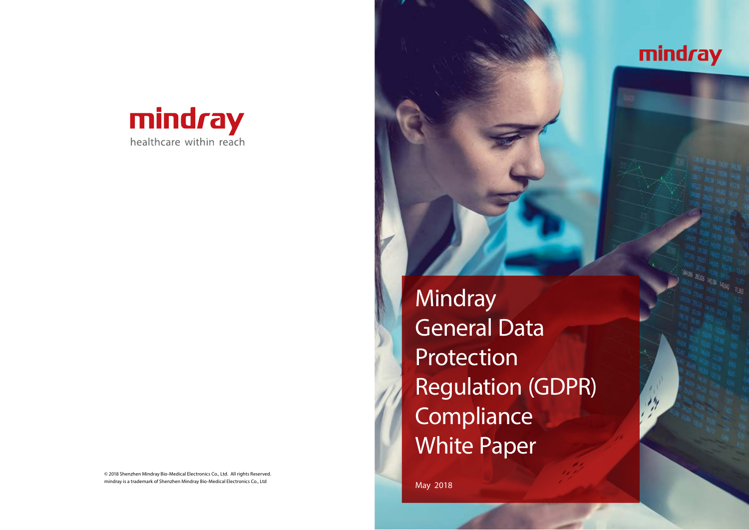mindray

healthcare within reach

© 2018 Shenzhen Mindray Bio-Medical Electronics Co., Ltd. All rights Reserved.
mindray is a trademark of Shenzhen Mindray Bio-Medical Electronics Co., Ltd

mindray

# Mindray General Data Protection Regulation (GDPR) Compliance White Paper

May 2018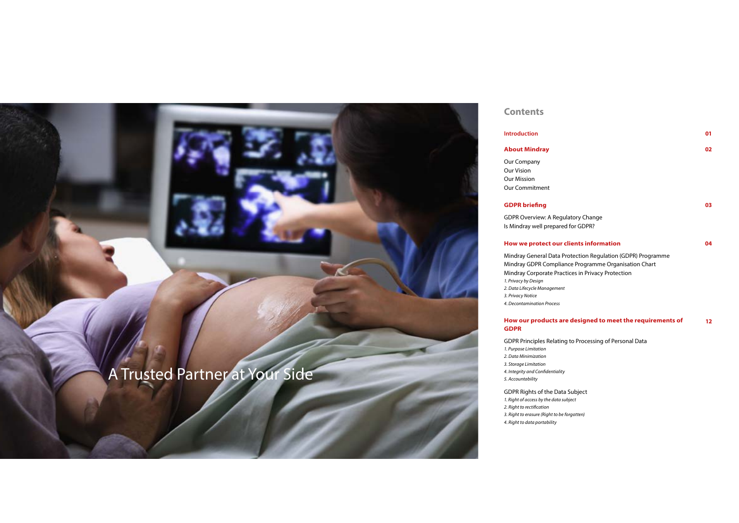A Trusted Partner at Your Side

## Contents

| | |
|---|---|
| **Introduction** | **01** |
| **About Mindray** | **02** |
| Our Company | |
| Our Vision | |
| Our Mission | |
| Our Commitment | |
| **GDPR briefing** | **03** |
| GDPR Overview: A Regulatory Change | |
| Is Mindray well prepared for GDPR? | |
| **How we protect our clients information** | **04** |
| Mindray General Data Protection Regulation (GDPR) Programme | |
| Mindray GDPR Compliance Programme Organisation Chart | |
| Mindray Corporate Practices in Privacy Protection | |
| *1. Privacy by Design* | |
| *2. Data Lifecycle Management* | |
| *3. Privacy Notice* | |
| *4. Decontamination Process* | |
| **How our products are designed to meet the requirements of GDPR** | **12** |
| GDPR Principles Relating to Processing of Personal Data | |
| *1. Purpose Limitation* | |
| *2. Data Minimization* | |
| *3. Storage Limitation* | |
| *4. Integrity and Confidentiality* | |
| *5. Accountability* | |
| GDPR Rights of the Data Subject | |
| *1. Right of access by the data subject* | |
| *2. Right to rectification* | |
| *3. Right to erasure (Right to be forgotten)* | |
| *4. Right to data portability* | |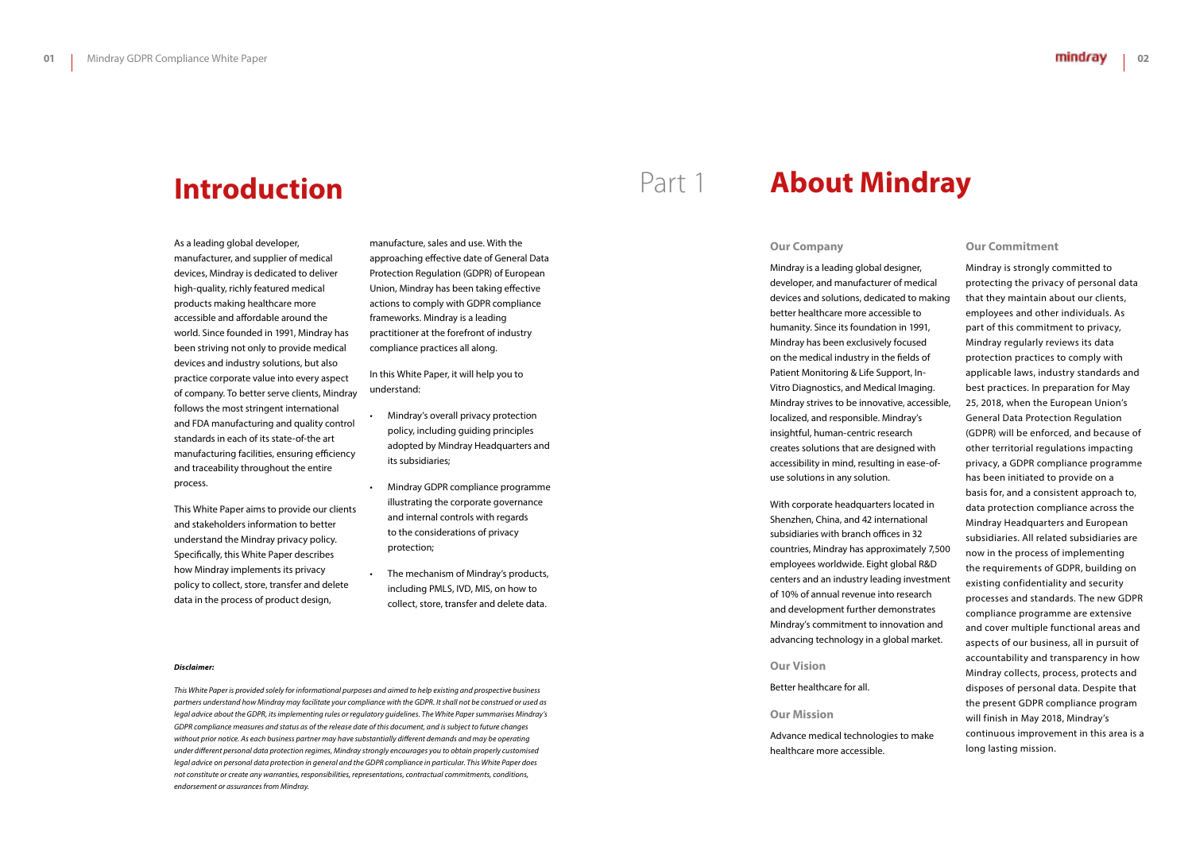# Introduction

As a leading global developer, manufacturer, and supplier of medical devices, Mindray is dedicated to deliver high-quality, richly featured medical products making healthcare more accessible and affordable around the world. Since founded in 1991, Mindray has been striving not only to provide medical devices and industry solutions, but also practice corporate value into every aspect of company. To better serve clients, Mindray follows the most stringent international and FDA manufacturing and quality control standards in each of its state-of-the art manufacturing facilities, ensuring efficiency and traceability throughout the entire process.

This White Paper aims to provide our clients and stakeholders information to better understand the Mindray privacy policy. Specifically, this White Paper describes how Mindray implements its privacy policy to collect, store, transfer and delete data in the process of product design, manufacture, sales and use. With the approaching effective date of General Data Protection Regulation (GDPR) of European Union, Mindray has been taking effective actions to comply with GDPR compliance frameworks. Mindray is a leading practitioner at the forefront of industry compliance practices all along.

In this White Paper, it will help you to understand:

- Mindray's overall privacy protection policy, including guiding principles adopted by Mindray Headquarters and its subsidiaries;
- Mindray GDPR compliance programme illustrating the corporate governance and internal controls with regards to the considerations of privacy protection;
- The mechanism of Mindray's products, including PMLS, IVD, MIS, on how to collect, store, transfer and delete data.

***Disclaimer:***

*This White Paper is provided solely for informational purposes and aimed to help existing and prospective business partners understand how Mindray may facilitate your compliance with the GDPR. It shall not be construed or used as legal advice about the GDPR, its implementing rules or regulatory guidelines. The White Paper summarises Mindray's GDPR compliance measures and status as of the release date of this document, and is subject to future changes without prior notice. As each business partner may have substantially different demands and may be operating under different personal data protection regimes, Mindray strongly encourages you to obtain properly customised legal advice on personal data protection in general and the GDPR compliance in particular. This White Paper does not constitute or create any warranties, responsibilities, representations, contractual commitments, conditions, endorsement or assurances from Mindray.*

# Part 1 About Mindray

### Our Company

Mindray is a leading global designer, developer, and manufacturer of medical devices and solutions, dedicated to making better healthcare more accessible to humanity. Since its foundation in 1991, Mindray has been exclusively focused on the medical industry in the fields of Patient Monitoring & Life Support, In-Vitro Diagnostics, and Medical Imaging. Mindray strives to be innovative, accessible, localized, and responsible. Mindray's insightful, human-centric research creates solutions that are designed with accessibility in mind, resulting in ease-of-use solutions in any solution.

With corporate headquarters located in Shenzhen, China, and 42 international subsidiaries with branch offices in 32 countries, Mindray has approximately 7,500 employees worldwide. Eight global R&D centers and an industry leading investment of 10% of annual revenue into research and development further demonstrates Mindray's commitment to innovation and advancing technology in a global market.

### Our Vision

Better healthcare for all.

### Our Mission

Advance medical technologies to make healthcare more accessible.

### Our Commitment

Mindray is strongly committed to protecting the privacy of personal data that they maintain about our clients, employees and other individuals. As part of this commitment to privacy, Mindray regularly reviews its data protection practices to comply with applicable laws, industry standards and best practices. In preparation for May 25, 2018, when the European Union's General Data Protection Regulation (GDPR) will be enforced, and because of other territorial regulations impacting privacy, a GDPR compliance programme has been initiated to provide on a basis for, and a consistent approach to, data protection compliance across the Mindray Headquarters and European subsidiaries. All related subsidiaries are now in the process of implementing the requirements of GDPR, building on existing confidentiality and security processes and standards. The new GDPR compliance programme are extensive and cover multiple functional areas and aspects of our business, all in pursuit of accountability and transparency in how Mindray collects, process, protects and disposes of personal data. Despite that the present GDPR compliance program will finish in May 2018, Mindray's continuous improvement in this area is a long lasting mission.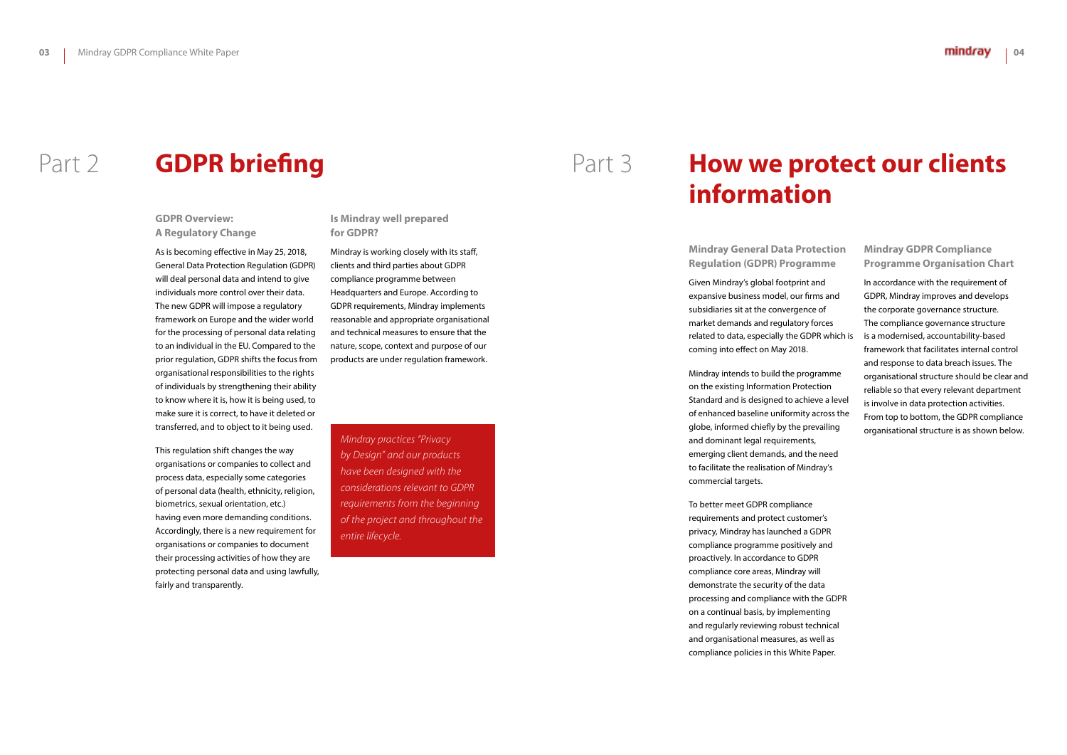# Part 2 GDPR briefing

### GDPR Overview: A Regulatory Change

As is becoming effective in May 25, 2018, General Data Protection Regulation (GDPR) will deal personal data and intend to give individuals more control over their data. The new GDPR will impose a regulatory framework on Europe and the wider world for the processing of personal data relating to an individual in the EU. Compared to the prior regulation, GDPR shifts the focus from organisational responsibilities to the rights of individuals by strengthening their ability to know where it is, how it is being used, to make sure it is correct, to have it deleted or transferred, and to object to it being used.

This regulation shift changes the way organisations or companies to collect and process data, especially some categories of personal data (health, ethnicity, religion, biometrics, sexual orientation, etc.) having even more demanding conditions. Accordingly, there is a new requirement for organisations or companies to document their processing activities of how they are protecting personal data and using lawfully, fairly and transparently.

### Is Mindray well prepared for GDPR?

Mindray is working closely with its staff, clients and third parties about GDPR compliance programme between Headquarters and Europe. According to GDPR requirements, Mindray implements reasonable and appropriate organisational and technical measures to ensure that the nature, scope, context and purpose of our products are under regulation framework.

*Mindray practices "Privacy by Design" and our products have been designed with the considerations relevant to GDPR requirements from the beginning of the project and throughout the entire lifecycle.*

# Part 3 How we protect our clients information

### Mindray General Data Protection Regulation (GDPR) Programme

Given Mindray's global footprint and expansive business model, our firms and subsidiaries sit at the convergence of market demands and regulatory forces related to data, especially the GDPR which is coming into effect on May 2018.

Mindray intends to build the programme on the existing Information Protection Standard and is designed to achieve a level of enhanced baseline uniformity across the globe, informed chiefly by the prevailing and dominant legal requirements, emerging client demands, and the need to facilitate the realisation of Mindray's commercial targets.

To better meet GDPR compliance requirements and protect customer's privacy, Mindray has launched a GDPR compliance programme positively and proactively. In accordance to GDPR compliance core areas, Mindray will demonstrate the security of the data processing and compliance with the GDPR on a continual basis, by implementing and regularly reviewing robust technical and organisational measures, as well as compliance policies in this White Paper.

### Mindray GDPR Compliance Programme Organisation Chart

In accordance with the requirement of GDPR, Mindray improves and develops the corporate governance structure. The compliance governance structure is a modernised, accountability-based framework that facilitates internal control and response to data breach issues. The organisational structure should be clear and reliable so that every relevant department is involve in data protection activities. From top to bottom, the GDPR compliance organisational structure is as shown below.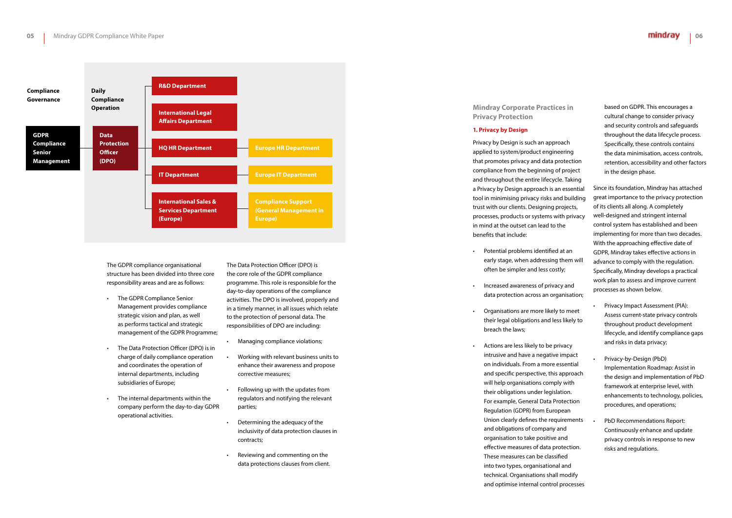**Compliance Governance**

**Daily Compliance Operation**

| Compliance Governance | Daily Compliance Operation | Departments | Europe |
|---|---|---|---|
| **GDPR Compliance Senior Management** | **Data Protection Officer (DPO)** | **R&D Department** | |
| | | **International Legal Affairs Department** | |
| | | **HQ HR Department** | **Europe HR Department** |
| | | **IT Department** | **Europe IT Department** |
| | | **International Sales & Services Department (Europe)** | **Compliance Support (General Management in Europe)** |

The GDPR compliance organisational structure has been divided into three core responsibility areas and are as follows:

- The GDPR Compliance Senior Management provides compliance strategic vision and plan, as well as performs tactical and strategic management of the GDPR Programme;
- The Data Protection Officer (DPO) is in charge of daily compliance operation and coordinates the operation of internal departments, including subsidiaries of Europe;
- The internal departments within the company perform the day-to-day GDPR operational activities.

The Data Protection Officer (DPO) is the core role of the GDPR compliance programme. This role is responsible for the day-to-day operations of the compliance activities. The DPO is involved, properly and in a timely manner, in all issues which relate to the protection of personal data. The responsibilities of DPO are including:

- Managing compliance violations;
- Working with relevant business units to enhance their awareness and propose corrective measures;
- Following up with the updates from regulators and notifying the relevant parties;
- Determining the adequacy of the inclusivity of data protection clauses in contracts;
- Reviewing and commenting on the data protections clauses from client.

## Mindray Corporate Practices in Privacy Protection

### 1. Privacy by Design

Privacy by Design is such an approach applied to system/product engineering that promotes privacy and data protection compliance from the beginning of project and throughout the entire lifecycle. Taking a Privacy by Design approach is an essential tool in minimising privacy risks and building trust with our clients. Designing projects, processes, products or systems with privacy in mind at the outset can lead to the benefits that include:

- Potential problems identified at an early stage, when addressing them will often be simpler and less costly;
- Increased awareness of privacy and data protection across an organisation;
- Organisations are more likely to meet their legal obligations and less likely to breach the laws;
- Actions are less likely to be privacy intrusive and have a negative impact on individuals. From a more essential and specific perspective, this approach will help organisations comply with their obligations under legislation. For example, General Data Protection Regulation (GDPR) from European Union clearly defines the requirements and obligations of company and organisation to take positive and effective measures of data protection. These measures can be classified into two types, organisational and technical. Organisations shall modify and optimise internal control processes based on GDPR. This encourages a cultural change to consider privacy and security controls and safeguards throughout the data lifecycle process. Specifically, these controls contains the data minimisation, access controls, retention, accessibility and other factors in the design phase.

Since its foundation, Mindray has attached great importance to the privacy protection of its clients all along. A completely well-designed and stringent internal control system has established and been implementing for more than two decades. With the approaching effective date of GDPR, Mindray takes effective actions in advance to comply with the regulation. Specifically, Mindray develops a practical work plan to assess and improve current processes as shown below.

- Privacy Impact Assessment (PIA): Assess current-state privacy controls throughout product development lifecycle, and identify compliance gaps and risks in data privacy;
- Privacy-by-Design (PbD) Implementation Roadmap: Assist in the design and implementation of PbD framework at enterprise level, with enhancements to technology, policies, procedures, and operations;
- PbD Recommendations Report: Continuously enhance and update privacy controls in response to new risks and regulations.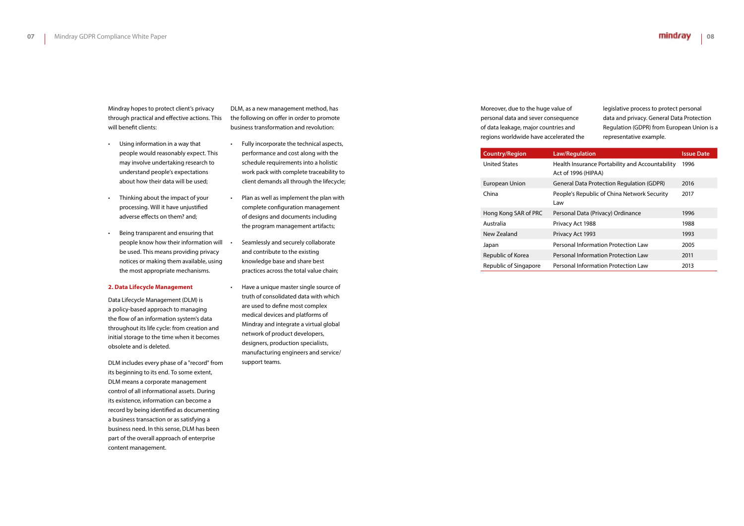Mindray hopes to protect client's privacy through practical and effective actions. This will benefit clients:

- Using information in a way that people would reasonably expect. This may involve undertaking research to understand people's expectations about how their data will be used;
- Thinking about the impact of your processing. Will it have unjustified adverse effects on them? and;
- Being transparent and ensuring that people know how their information will be used. This means providing privacy notices or making them available, using the most appropriate mechanisms.

## 2. Data Lifecycle Management

Data Lifecycle Management (DLM) is a policy-based approach to managing the flow of an information system's data throughout its life cycle: from creation and initial storage to the time when it becomes obsolete and is deleted.

DLM includes every phase of a "record" from its beginning to its end. To some extent, DLM means a corporate management control of all informational assets. During its existence, information can become a record by being identified as documenting a business transaction or as satisfying a business need. In this sense, DLM has been part of the overall approach of enterprise content management.

DLM, as a new management method, has the following on offer in order to promote business transformation and revolution:

- Fully incorporate the technical aspects, performance and cost along with the schedule requirements into a holistic work pack with complete traceability to client demands all through the lifecycle;
- Plan as well as implement the plan with complete configuration management of designs and documents including the program management artifacts;
- Seamlessly and securely collaborate and contribute to the existing knowledge base and share best practices across the total value chain;
- Have a unique master single source of truth of consolidated data with which are used to define most complex medical devices and platforms of Mindray and integrate a virtual global network of product developers, designers, production specialists, manufacturing engineers and service/support teams.

Moreover, due to the huge value of personal data and sever consequence of data leakage, major countries and regions worldwide have accelerated the legislative process to protect personal data and privacy. General Data Protection Regulation (GDPR) from European Union is a representative example.

| Country/Region | Law/Regulation | Issue Date |
|---|---|---|
| United States | Health Insurance Portability and Accountability Act of 1996 (HIPAA) | 1996 |
| European Union | General Data Protection Regulation (GDPR) | 2016 |
| China | People's Republic of China Network Security Law | 2017 |
| Hong Kong SAR of PRC | Personal Data (Privacy) Ordinance | 1996 |
| Australia | Privacy Act 1988 | 1988 |
| New Zealand | Privacy Act 1993 | 1993 |
| Japan | Personal Information Protection Law | 2005 |
| Republic of Korea | Personal Information Protection Law | 2011 |
| Republic of Singapore | Personal Information Protection Law | 2013 |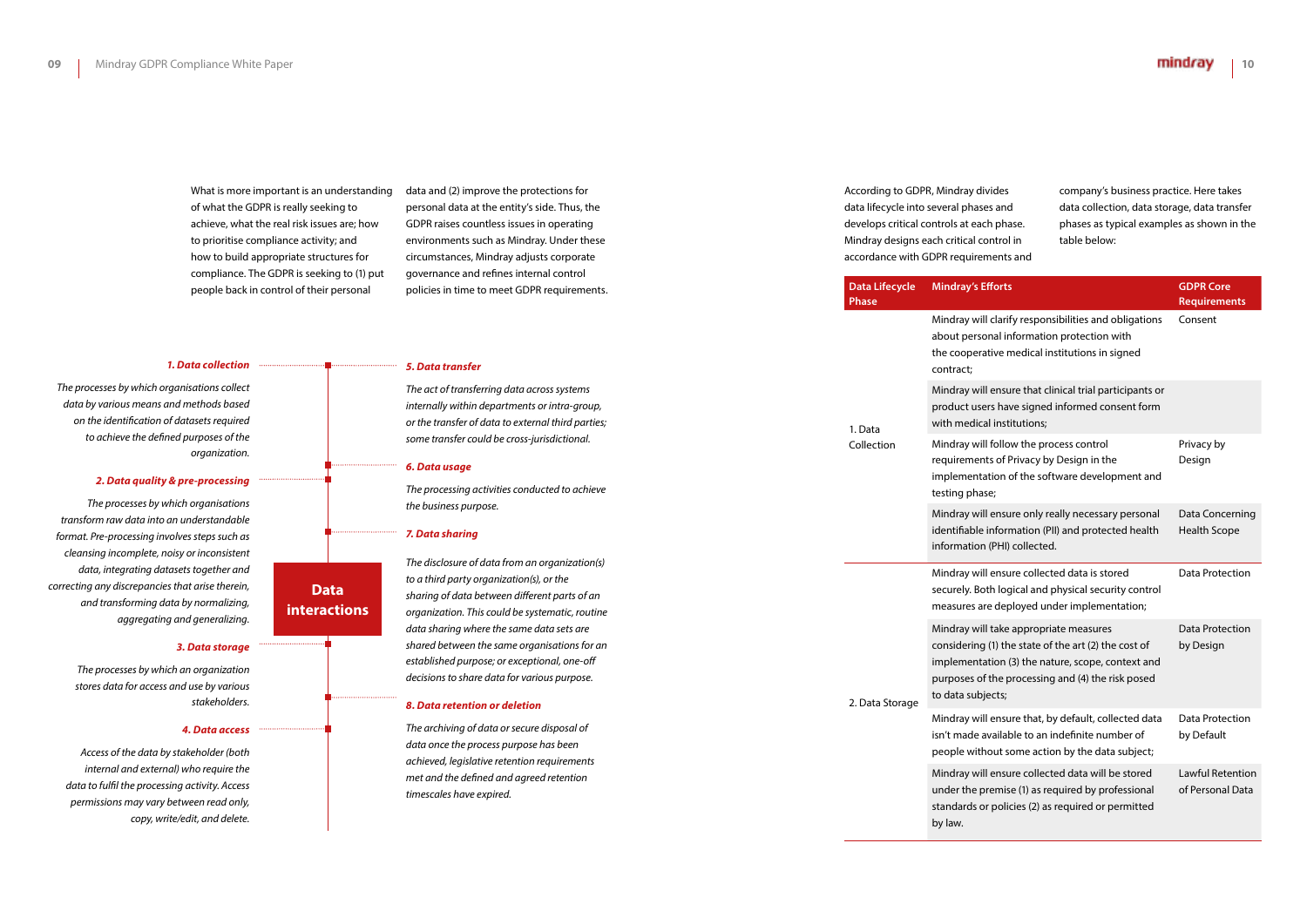What is more important is an understanding of what the GDPR is really seeking to achieve, what the real risk issues are; how to prioritise compliance activity; and how to build appropriate structures for compliance. The GDPR is seeking to (1) put people back in control of their personal data and (2) improve the protections for personal data at the entity's side. Thus, the GDPR raises countless issues in operating environments such as Mindray. Under these circumstances, Mindray adjusts corporate governance and refines internal control policies in time to meet GDPR requirements.

**Data interactions**

***1. Data collection***

*The processes by which organisations collect data by various means and methods based on the identification of datasets required to achieve the defined purposes of the organization.*

***2. Data quality & pre-processing***

*The processes by which organisations transform raw data into an understandable format. Pre-processing involves steps such as cleansing incomplete, noisy or inconsistent data, integrating datasets together and correcting any discrepancies that arise therein, and transforming data by normalizing, aggregating and generalizing.*

***3. Data storage***

*The processes by which an organization stores data for access and use by various stakeholders.*

***4. Data access***

*Access of the data by stakeholder (both internal and external) who require the data to fulfil the processing activity. Access permissions may vary between read only, copy, write/edit, and delete.*

***5. Data transfer***

*The act of transferring data across systems internally within departments or intra-group, or the transfer of data to external third parties; some transfer could be cross-jurisdictional.*

***6. Data usage***

*The processing activities conducted to achieve the business purpose.*

***7. Data sharing***

*The disclosure of data from an organization(s) to a third party organization(s), or the sharing of data between different parts of an organization. This could be systematic, routine data sharing where the same data sets are shared between the same organisations for an established purpose; or exceptional, one-off decisions to share data for various purpose.*

***8. Data retention or deletion***

*The archiving of data or secure disposal of data once the process purpose has been achieved, legislative retention requirements met and the defined and agreed retention timescales have expired.*

According to GDPR, Mindray divides data lifecycle into several phases and develops critical controls at each phase. Mindray designs each critical control in accordance with GDPR requirements and company's business practice. Here takes data collection, data storage, data transfer phases as typical examples as shown in the table below:

| Data Lifecycle Phase | Mindray's Efforts | GDPR Core Requirements |
|---|---|---|
| 1. Data Collection | Mindray will clarify responsibilities and obligations about personal information protection with the cooperative medical institutions in signed contract; | Consent |
| | Mindray will ensure that clinical trial participants or product users have signed informed consent form with medical institutions; | |
| | Mindray will follow the process control requirements of Privacy by Design in the implementation of the software development and testing phase; | Privacy by Design |
| | Mindray will ensure only really necessary personal identifiable information (PII) and protected health information (PHI) collected. | Data Concerning Health Scope |
| 2. Data Storage | Mindray will ensure collected data is stored securely. Both logical and physical security control measures are deployed under implementation; | Data Protection |
| | Mindray will take appropriate measures considering (1) the state of the art (2) the cost of implementation (3) the nature, scope, context and purposes of the processing and (4) the risk posed to data subjects; | Data Protection by Design |
| | Mindray will ensure that, by default, collected data isn't made available to an indefinite number of people without some action by the data subject; | Data Protection by Default |
| | Mindray will ensure collected data will be stored under the premise (1) as required by professional standards or policies (2) as required or permitted by law. | Lawful Retention of Personal Data |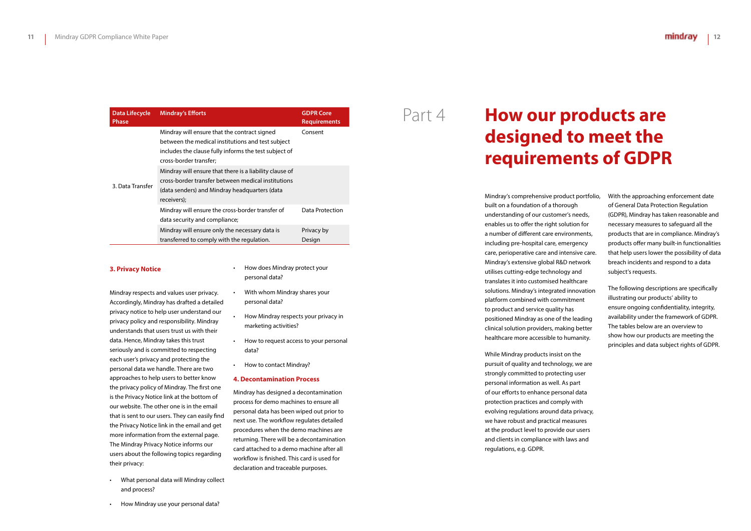| Data Lifecycle Phase | Mindray's Efforts | GDPR Core Requirements |
|---|---|---|
| 3. Data Transfer | Mindray will ensure that the contract signed between the medical institutions and test subject includes the clause fully informs the test subject of cross-border transfer; | Consent |
| | Mindray will ensure that there is a liability clause of cross-border transfer between medical institutions (data senders) and Mindray headquarters (data receivers); | |
| | Mindray will ensure the cross-border transfer of data security and compliance; | Data Protection |
| | Mindray will ensure only the necessary data is transferred to comply with the regulation. | Privacy by Design |

### 3. Privacy Notice

Mindray respects and values user privacy. Accordingly, Mindray has drafted a detailed privacy notice to help user understand our privacy policy and responsibility. Mindray understands that users trust us with their data. Hence, Mindray takes this trust seriously and is committed to respecting each user's privacy and protecting the personal data we handle. There are two approaches to help users to better know the privacy policy of Mindray. The first one is the Privacy Notice link at the bottom of our website. The other one is in the email that is sent to our users. They can easily find the Privacy Notice link in the email and get more information from the external page. The Mindray Privacy Notice informs our users about the following topics regarding their privacy:

- What personal data will Mindray collect and process?
- How Mindray use your personal data?
- How does Mindray protect your personal data?
- With whom Mindray shares your personal data?
- How Mindray respects your privacy in marketing activities?
- How to request access to your personal data?
- How to contact Mindray?

### 4. Decontamination Process

Mindray has designed a decontamination process for demo machines to ensure all personal data has been wiped out prior to next use. The workflow regulates detailed procedures when the demo machines are returning. There will be a decontamination card attached to a demo machine after all workflow is finished. This card is used for declaration and traceable purposes.

# Part 4 How our products are designed to meet the requirements of GDPR

Mindray's comprehensive product portfolio, built on a foundation of a thorough understanding of our customer's needs, enables us to offer the right solution for a number of different care environments, including pre-hospital care, emergency care, perioperative care and intensive care. Mindray's extensive global R&D network utilises cutting-edge technology and translates it into customised healthcare solutions. Mindray's integrated innovation platform combined with commitment to product and service quality has positioned Mindray as one of the leading clinical solution providers, making better healthcare more accessible to humanity.

While Mindray products insist on the pursuit of quality and technology, we are strongly committed to protecting user personal information as well. As part of our efforts to enhance personal data protection practices and comply with evolving regulations around data privacy, we have robust and practical measures at the product level to provide our users and clients in compliance with laws and regulations, e.g. GDPR.

With the approaching enforcement date of General Data Protection Regulation (GDPR), Mindray has taken reasonable and necessary measures to safeguard all the products that are in compliance. Mindray's products offer many built-in functionalities that help users lower the possibility of data breach incidents and respond to a data subject's requests.

The following descriptions are specifically illustrating our products' ability to ensure ongoing confidentiality, integrity, availability under the framework of GDPR. The tables below are an overview to show how our products are meeting the principles and data subject rights of GDPR.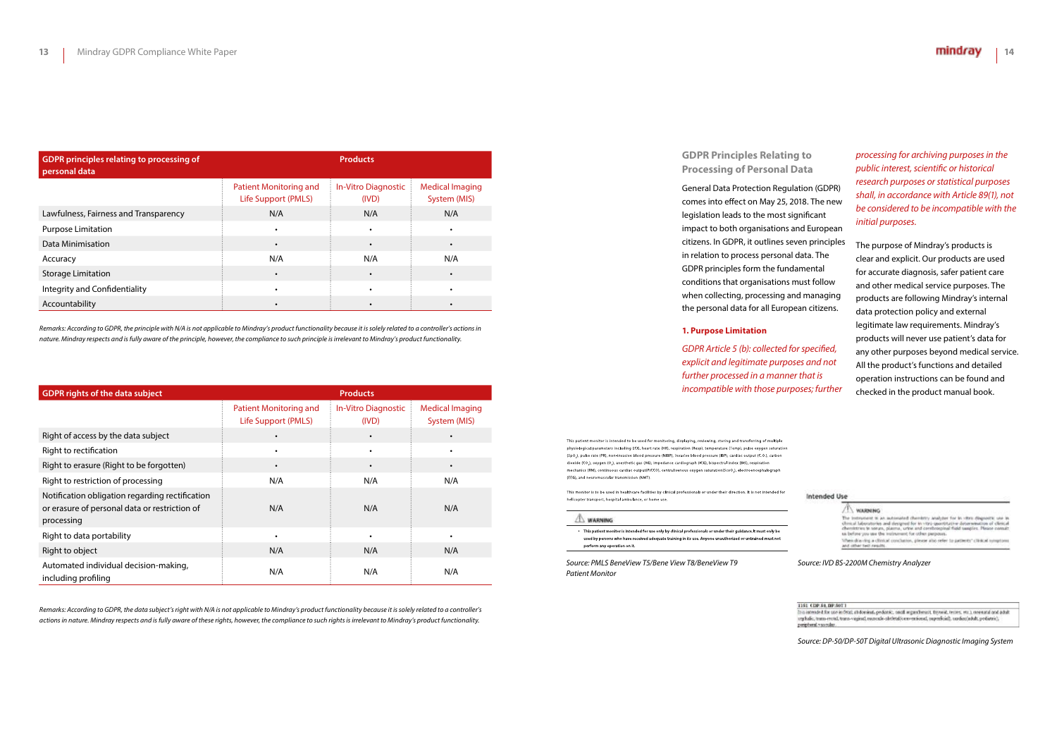| GDPR principles relating to processing of personal data | Products | | |
|---|---|---|---|
| | Patient Monitoring and Life Support (PMLS) | In-Vitro Diagnostic (IVD) | Medical Imaging System (MIS) |
| Lawfulness, Fairness and Transparency | N/A | N/A | N/A |
| Purpose Limitation | • | • | • |
| Data Minimisation | • | • | • |
| Accuracy | N/A | N/A | N/A |
| Storage Limitation | • | • | • |
| Integrity and Confidentiality | • | • | • |
| Accountability | • | • | • |

*Remarks: According to GDPR, the principle with N/A is not applicable to Mindray's product functionality because it is solely related to a controller's actions in nature. Mindray respects and is fully aware of the principle, however, the compliance to such principle is irrelevant to Mindray's product functionality.*

| GDPR rights of the data subject | Products | | |
|---|---|---|---|
| | Patient Monitoring and Life Support (PMLS) | In-Vitro Diagnostic (IVD) | Medical Imaging System (MIS) |
| Right of access by the data subject | • | • | • |
| Right to rectification | • | • | • |
| Right to erasure (Right to be forgotten) | • | • | • |
| Right to restriction of processing | N/A | N/A | N/A |
| Notification obligation regarding rectification or erasure of personal data or restriction of processing | N/A | N/A | N/A |
| Right to data portability | • | • | • |
| Right to object | N/A | N/A | N/A |
| Automated individual decision-making, including profiling | N/A | N/A | N/A |

*Remarks: According to GDPR, the data subject's right with N/A is not applicable to Mindray's product functionality because it is solely related to a controller's actions in nature. Mindray respects and is fully aware of these rights, however, the compliance to such rights is irrelevant to Mindray's product functionality.*

## GDPR Principles Relating to Processing of Personal Data

General Data Protection Regulation (GDPR) comes into effect on May 25, 2018. The new legislation leads to the most significant impact to both organisations and European citizens. In GDPR, it outlines seven principles in relation to process personal data. The GDPR principles form the fundamental conditions that organisations must follow when collecting, processing and managing the personal data for all European citizens.

### 1. Purpose Limitation

*GDPR Article 5 (b): collected for specified, explicit and legitimate purposes and not further processed in a manner that is incompatible with those purposes; further processing for archiving purposes in the public interest, scientific or historical research purposes or statistical purposes shall, in accordance with Article 89(1), not be considered to be incompatible with the initial purposes.*

The purpose of Mindray's products is clear and explicit. Our products are used for accurate diagnosis, safer patient care and other medical service purposes. The products are following Mindray's internal data protection policy and external legitimate law requirements. Mindray's products will never use patient's data for any other purposes beyond medical service. All the product's functions and detailed operation instructions can be found and checked in the product manual book.

This patient monitor is intended to be used for monitoring, displaying, reviewing, storing and transferring of multiple physiological parameters including ECG, heart rate (HR), respiration (Resp), temperature (Temp), pulse oxygen saturation ($SpO_2$), pulse rate (PR), non-invasive blood pressure (NIBP), invasive blood pressure (IBP), cardiac output (C.O.), carbon dioxide ($CO_2$), oxygen ($O_2$), anesthetic gas (AG), impedance cardiograph (ICG), bispectral index (BIS), respiration mechanics (RM), continuous cardiac output(PiCCO), central venous oxygen saturation($ScvO_2$), electroencephalograph (EEG), and neuromuscular transmission (NMT).

This monitor is to be used in healthcare facilities by clinical professionals or under their direction. It is not intended for helicopter transport, hospital ambulance, or home use.

**WARNING**

- This patient monitor is intended for use only by clinical professionals or under their guidance. It must only be used by persons who have received adequate training in its use. Anyone unauthorized or untrained must not perform any operation on it.

*Source: PMLS BeneView T5/Bene View T8/BeneView T9 Patient Monitor*

**Intended Use**

**WARNING**

The instrument is an automated chemistry analyzer for in vitro diagnostic use in clinical laboratories and designed for in vitro quantitative determination of clinical chemistries in serum, plasma, urine and cerebrospinal fluid samples. Please consult us before you use the instrument for other purposes.

When drawing a clinical conclusion, please also refer to patients' clinical symptoms and other test results.

*Source: IVD BS-2200M Chemistry Analyzer*

DP-50, DP-50T

It is intended for use in fetal, abdominal, pediatric, small organ(breast, thyroid, testes, etc.), neonatal and adult cephalic, trans-rectal, trans-vaginal, musculo-skeletal(conventional, superficial), cardiac(adult, pediatric), peripheral vascular.

*Source: DP-50/DP-50T Digital Ultrasonic Diagnostic Imaging System*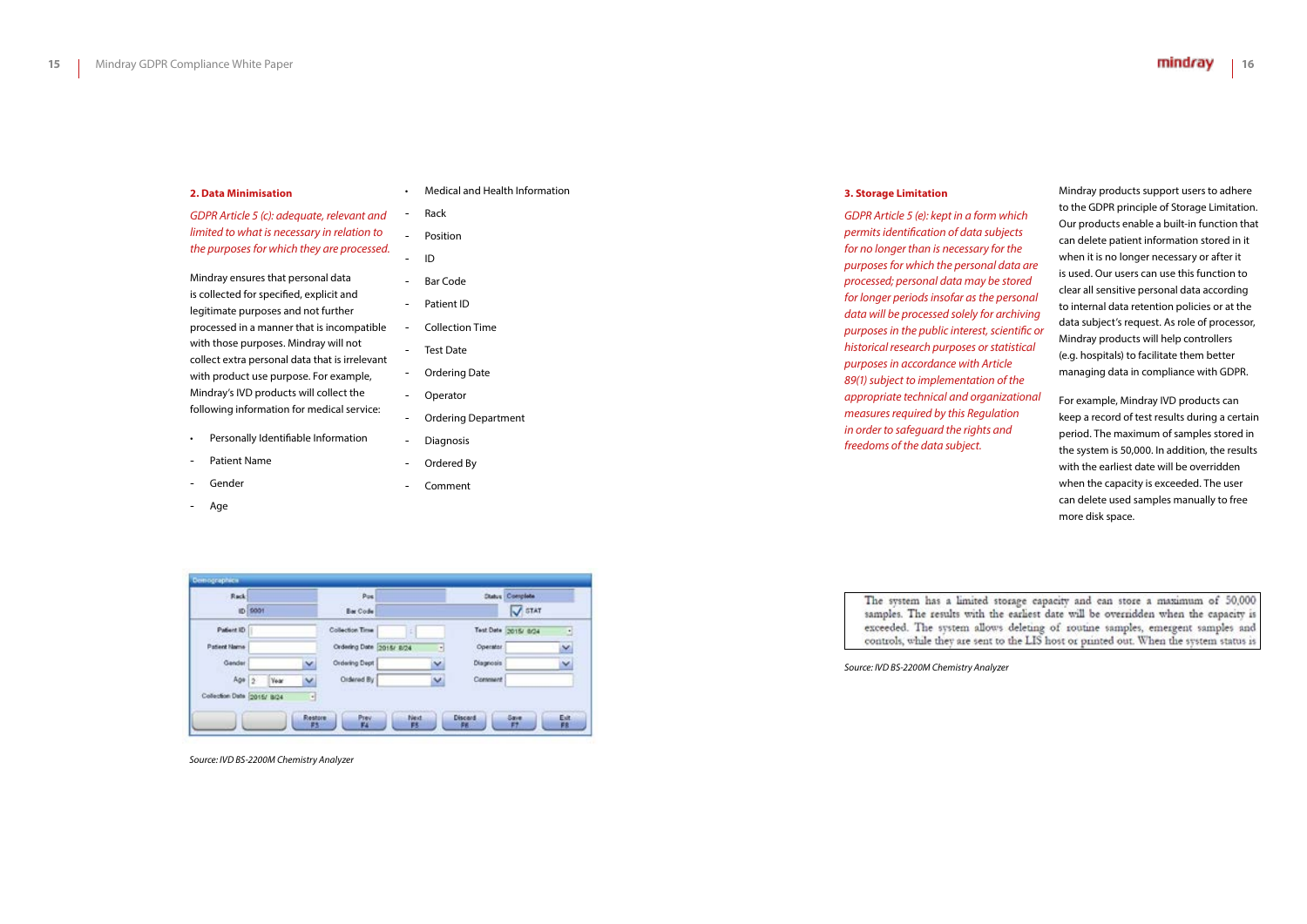## 2. Data Minimisation

*GDPR Article 5 (c): adequate, relevant and limited to what is necessary in relation to the purposes for which they are processed.*

Mindray ensures that personal data is collected for specified, explicit and legitimate purposes and not further processed in a manner that is incompatible with those purposes. Mindray will not collect extra personal data that is irrelevant with product use purpose. For example, Mindray's IVD products will collect the following information for medical service:

- Personally Identifiable Information
  - Patient Name
  - Gender
  - Age
- Medical and Health Information
  - Rack
  - Position
  - ID
  - Bar Code
  - Patient ID
  - Collection Time
  - Test Date
  - Ordering Date
  - Operator
  - Ordering Department
  - Diagnosis
  - Ordered By
  - Comment

*Source: IVD BS-2200M Chemistry Analyzer*

## 3. Storage Limitation

*GDPR Article 5 (e): kept in a form which permits identification of data subjects for no longer than is necessary for the purposes for which the personal data are processed; personal data may be stored for longer periods insofar as the personal data will be processed solely for archiving purposes in the public interest, scientific or historical research purposes or statistical purposes in accordance with Article 89(1) subject to implementation of the appropriate technical and organizational measures required by this Regulation in order to safeguard the rights and freedoms of the data subject.*

Mindray products support users to adhere to the GDPR principle of Storage Limitation. Our products enable a built-in function that can delete patient information stored in it when it is no longer necessary or after it is used. Our users can use this function to clear all sensitive personal data according to internal data retention policies or at the data subject's request. As role of processor, Mindray products will help controllers (e.g. hospitals) to facilitate them better managing data in compliance with GDPR.

For example, Mindray IVD products can keep a record of test results during a certain period. The maximum of samples stored in the system is 50,000. In addition, the results with the earliest date will be overridden when the capacity is exceeded. The user can delete used samples manually to free more disk space.

> The system has a limited storage capacity and can store a maximum of 50,000 samples. The results with the earliest date will be overridden when the capacity is exceeded. The system allows deleting of routine samples, emergent samples and controls, while they are sent to the LIS host or printed out. When the system status is

*Source: IVD BS-2200M Chemistry Analyzer*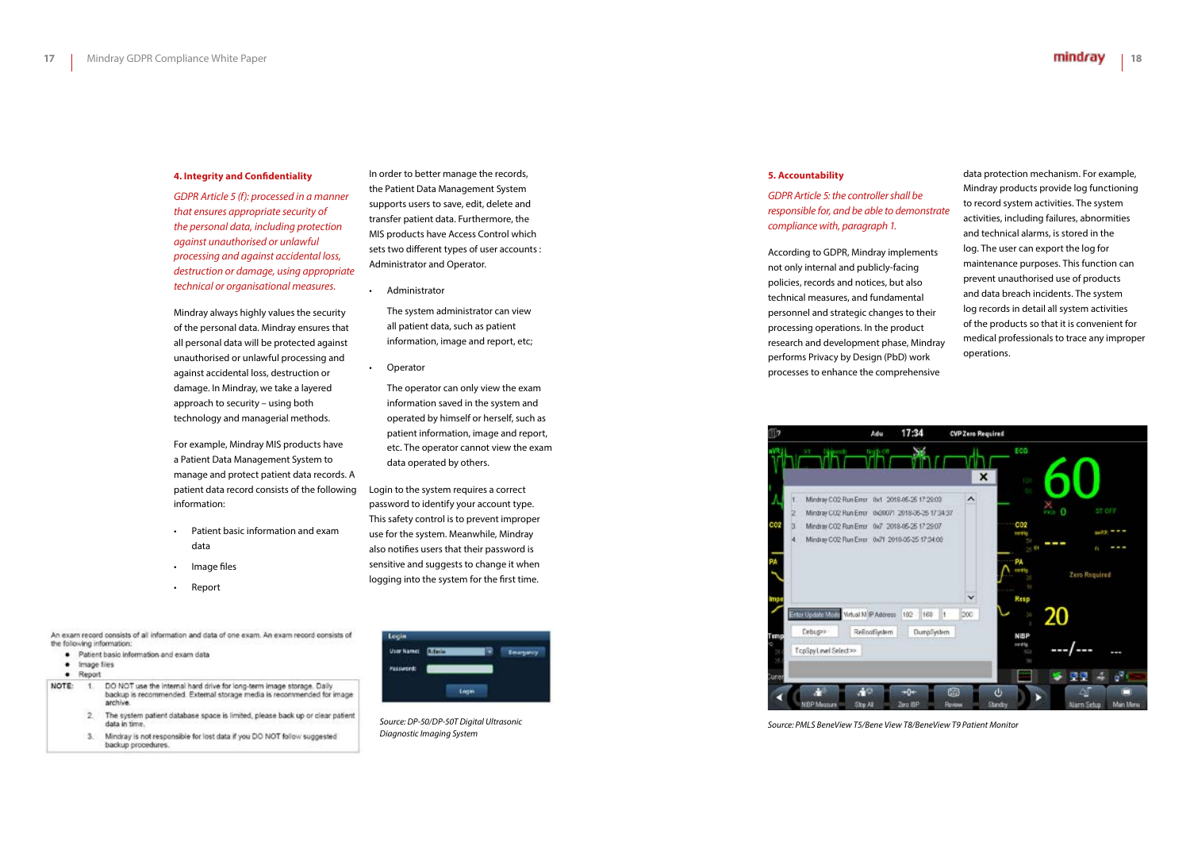### 4. Integrity and Confidentiality

*GDPR Article 5 (f): processed in a manner that ensures appropriate security of the personal data, including protection against unauthorised or unlawful processing and against accidental loss, destruction or damage, using appropriate technical or organisational measures.*

Mindray always highly values the security of the personal data. Mindray ensures that all personal data will be protected against unauthorised or unlawful processing and against accidental loss, destruction or damage. In Mindray, we take a layered approach to security – using both technology and managerial methods.

For example, Mindray MIS products have a Patient Data Management System to manage and protect patient data records. A patient data record consists of the following information:

- Patient basic information and exam data
- Image files
- Report

An exam record consists of all information and data of one exam. An exam record consists of the following information:

- Patient basic information and exam data
- Image files
- Report

| NOTE: | 1. | DO NOT use the internal hard drive for long-term image storage. Daily backup is recommended. External storage media is recommended for image archive. |
|---|---|---|
| | 2. | The system patient database space is limited, please back up or clear patient data in time. |
| | 3. | Mindray is not responsible for lost data if you DO NOT follow suggested backup procedures. |

In order to better manage the records, the Patient Data Management System supports users to save, edit, delete and transfer patient data. Furthermore, the MIS products have Access Control which sets two different types of user accounts : Administrator and Operator.

- Administrator

  The system administrator can view all patient data, such as patient information, image and report, etc;

- Operator

  The operator can only view the exam information saved in the system and operated by himself or herself, such as patient information, image and report, etc. The operator cannot view the exam data operated by others.

Login to the system requires a correct password to identify your account type. This safety control is to prevent improper use for the system. Meanwhile, Mindray also notifies users that their password is sensitive and suggests to change it when logging into the system for the first time.

*Source: DP-50/DP-50T Digital Ultrasonic Diagnostic Imaging System*

### 5. Accountability

*GDPR Article 5: the controller shall be responsible for, and be able to demonstrate compliance with, paragraph 1.*

According to GDPR, Mindray implements not only internal and publicly-facing policies, records and notices, but also technical measures, and fundamental personnel and strategic changes to their processing operations. In the product research and development phase, Mindray performs Privacy by Design (PbD) work processes to enhance the comprehensive data protection mechanism. For example, Mindray products provide log functioning to record system activities. The system activities, including failures, abnormities and technical alarms, is stored in the log. The user can export the log for maintenance purposes. This function can prevent unauthorised use of products and data breach incidents. The system log records in detail all system activities of the products so that it is convenient for medical professionals to trace any improper operations.

*Source: PMLS BeneView T5/Bene View T8/BeneView T9 Patient Monitor*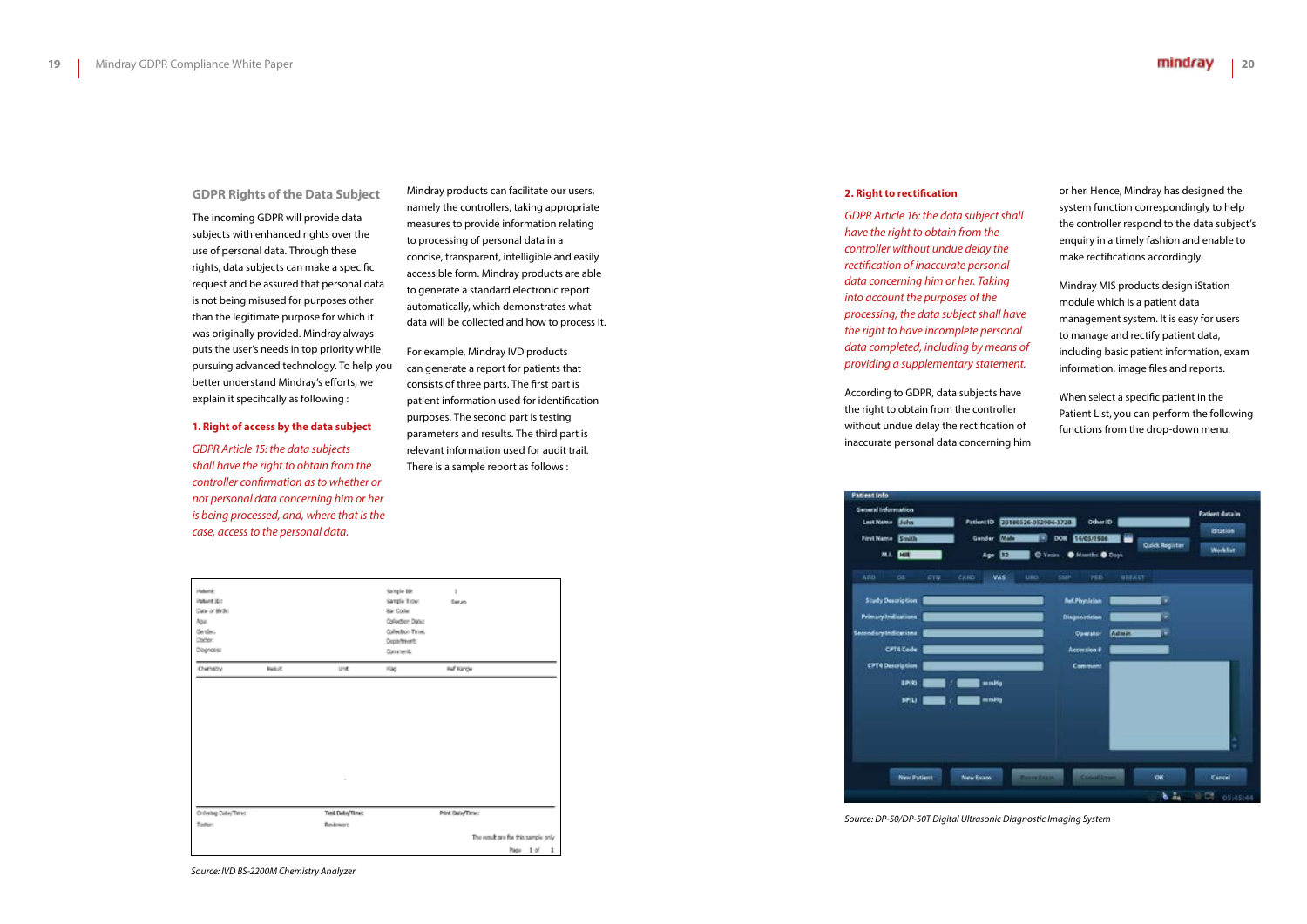## GDPR Rights of the Data Subject

The incoming GDPR will provide data subjects with enhanced rights over the use of personal data. Through these rights, data subjects can make a specific request and be assured that personal data is not being misused for purposes other than the legitimate purpose for which it was originally provided. Mindray always puts the user's needs in top priority while pursuing advanced technology. To help you better understand Mindray's efforts, we explain it specifically as following :

### 1. Right of access by the data subject

*GDPR Article 15: the data subjects shall have the right to obtain from the controller confirmation as to whether or not personal data concerning him or her is being processed, and, where that is the case, access to the personal data.*

Mindray products can facilitate our users, namely the controllers, taking appropriate measures to provide information relating to processing of personal data in a concise, transparent, intelligible and easily accessible form. Mindray products are able to generate a standard electronic report automatically, which demonstrates what data will be collected and how to process it.

For example, Mindray IVD products can generate a report for patients that consists of three parts. The first part is patient information used for identification purposes. The second part is testing parameters and results. The third part is relevant information used for audit trail. There is a sample report as follows :

Source: IVD BS-2200M Chemistry Analyzer

### 2. Right to rectification

*GDPR Article 16: the data subject shall have the right to obtain from the controller without undue delay the rectification of inaccurate personal data concerning him or her. Taking into account the purposes of the processing, the data subject shall have the right to have incomplete personal data completed, including by means of providing a supplementary statement.*

According to GDPR, data subjects have the right to obtain from the controller without undue delay the rectification of inaccurate personal data concerning him or her. Hence, Mindray has designed the system function correspondingly to help the controller respond to the data subject's enquiry in a timely fashion and enable to make rectifications accordingly.

Mindray MIS products design iStation module which is a patient data management system. It is easy for users to manage and rectify patient data, including basic patient information, exam information, image files and reports.

When select a specific patient in the Patient List, you can perform the following functions from the drop-down menu.

Source: DP-50/DP-50T Digital Ultrasonic Diagnostic Imaging System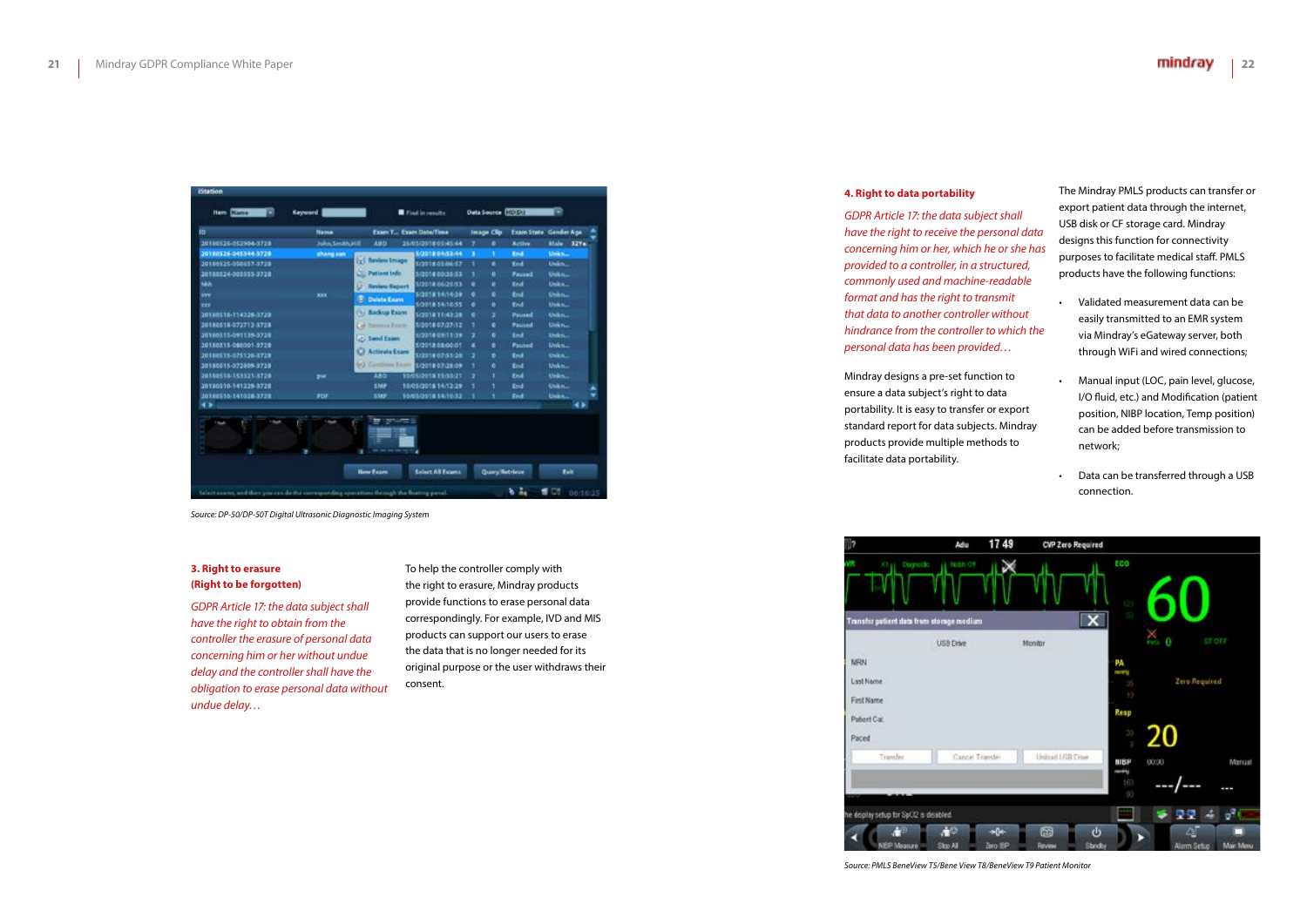Source: DP-50/DP-50T Digital Ultrasonic Diagnostic Imaging System

### 3. Right to erasure (Right to be forgotten)

*GDPR Article 17: the data subject shall have the right to obtain from the controller the erasure of personal data concerning him or her without undue delay and the controller shall have the obligation to erase personal data without undue delay…*

To help the controller comply with the right to erasure, Mindray products provide functions to erase personal data correspondingly. For example, IVD and MIS products can support our users to erase the data that is no longer needed for its original purpose or the user withdraws their consent.

### 4. Right to data portability

*GDPR Article 17: the data subject shall have the right to receive the personal data concerning him or her, which he or she has provided to a controller, in a structured, commonly used and machine-readable format and has the right to transmit that data to another controller without hindrance from the controller to which the personal data has been provided…*

Mindray designs a pre-set function to ensure a data subject's right to data portability. It is easy to transfer or export standard report for data subjects. Mindray products provide multiple methods to facilitate data portability.

The Mindray PMLS products can transfer or export patient data through the internet, USB disk or CF storage card. Mindray designs this function for connectivity purposes to facilitate medical staff. PMLS products have the following functions:

- Validated measurement data can be easily transmitted to an EMR system via Mindray's eGateway server, both through WiFi and wired connections;
- Manual input (LOC, pain level, glucose, I/O fluid, etc.) and Modification (patient position, NIBP location, Temp position) can be added before transmission to network;
- Data can be transferred through a USB connection.

Source: PMLS BeneView T5/Bene View T8/BeneView T9 Patient Monitor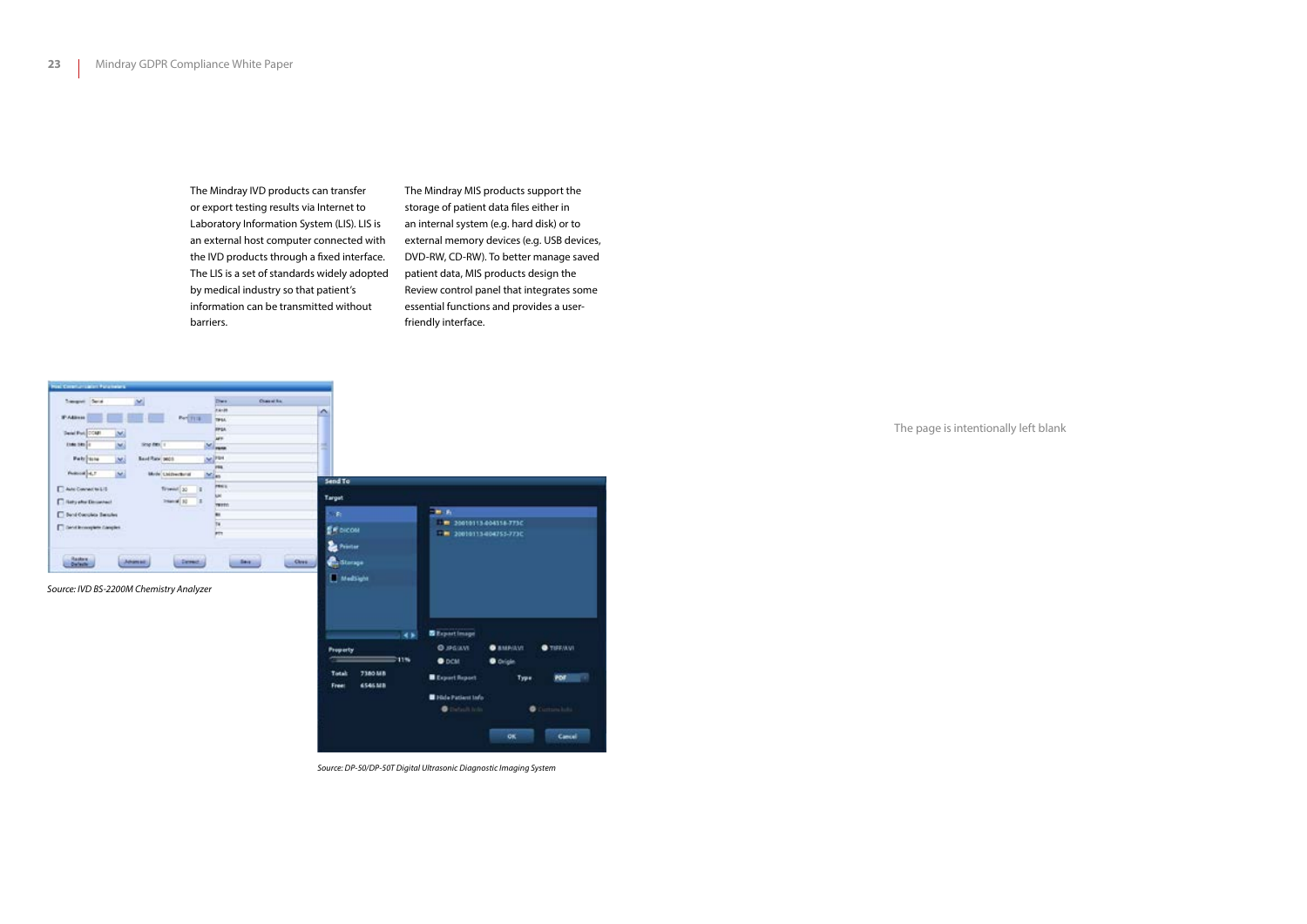The Mindray IVD products can transfer or export testing results via Internet to Laboratory Information System (LIS). LIS is an external host computer connected with the IVD products through a fixed interface. The LIS is a set of standards widely adopted by medical industry so that patient's information can be transmitted without barriers.

The Mindray MIS products support the storage of patient data files either in an internal system (e.g. hard disk) or to external memory devices (e.g. USB devices, DVD-RW, CD-RW). To better manage saved patient data, MIS products design the Review control panel that integrates some essential functions and provides a user-friendly interface.

*Source: IVD BS-2200M Chemistry Analyzer*

*Source: DP-50/DP-50T Digital Ultrasonic Diagnostic Imaging System*

The page is intentionally left blank